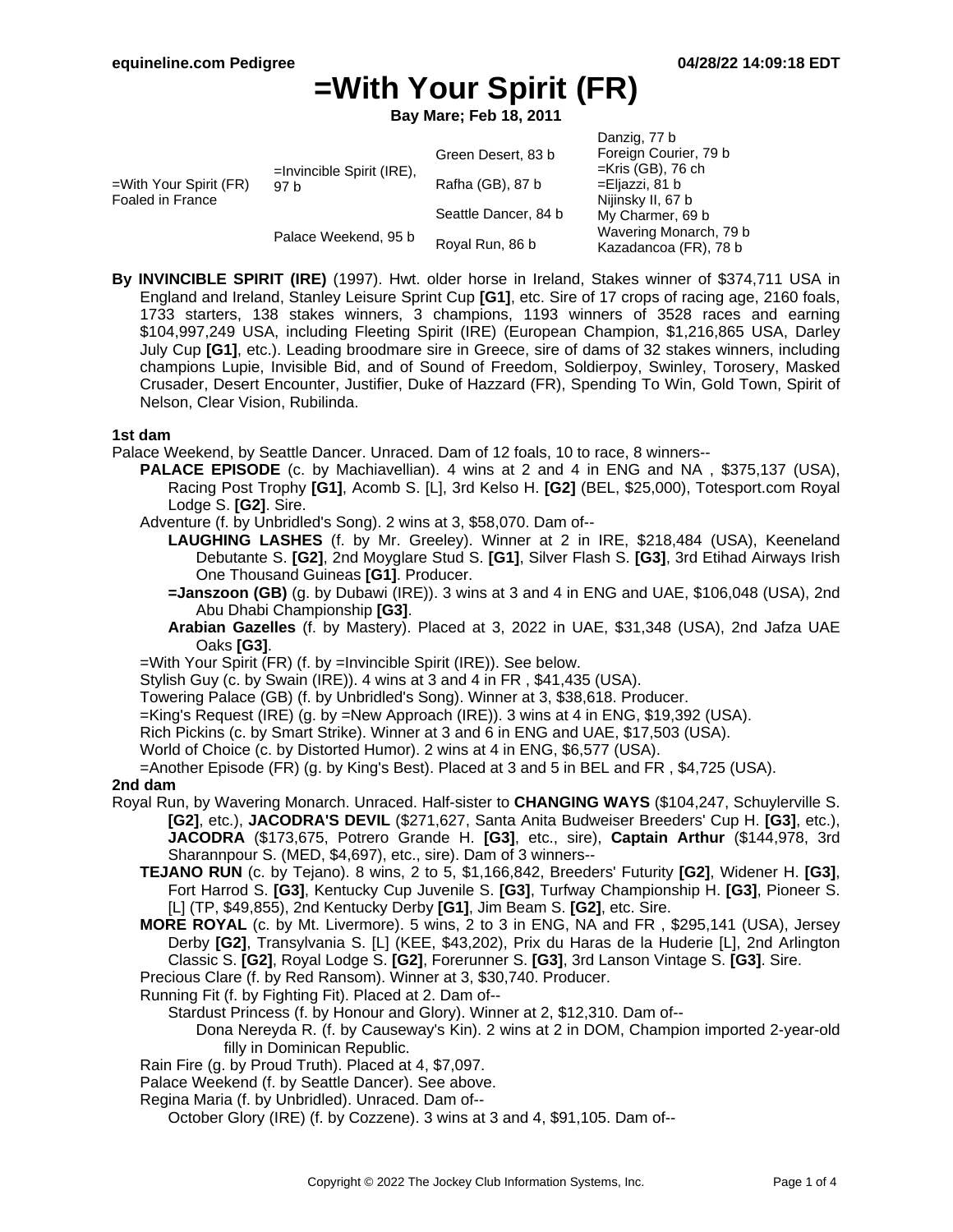# =With Your Spirit (FR)

**Bay Mare; Feb 18, 2011**

| | | | |
|---|---|---|---|
| =With Your Spirit (FR) Foaled in France | =Invincible Spirit (IRE), 97 b | Green Desert, 83 b | Danzig, 77 b |
| | | | Foreign Courier, 79 b |
| | | Rafha (GB), 87 b | =Kris (GB), 76 ch |
| | | | =Eljazzi, 81 b |
| | Palace Weekend, 95 b | Seattle Dancer, 84 b | Nijinsky II, 67 b |
| | | | My Charmer, 69 b |
| | | Royal Run, 86 b | Wavering Monarch, 79 b |
| | | | Kazadancoa (FR), 78 b |

**By INVINCIBLE SPIRIT (IRE)** (1997). Hwt. older horse in Ireland, Stakes winner of $374,711 USA in England and Ireland, Stanley Leisure Sprint Cup **[G1]**, etc. Sire of 17 crops of racing age, 2160 foals, 1733 starters, 138 stakes winners, 3 champions, 1193 winners of 3528 races and earning $104,997,249 USA, including Fleeting Spirit (IRE) (European Champion, $1,216,865 USA, Darley July Cup **[G1]**, etc.). Leading broodmare sire in Greece, sire of dams of 32 stakes winners, including champions Lupie, Invisible Bid, and of Sound of Freedom, Soldierpoy, Swinley, Torosery, Masked Crusader, Desert Encounter, Justifier, Duke of Hazzard (FR), Spending To Win, Gold Town, Spirit of Nelson, Clear Vision, Rubilinda.

**1st dam**

Palace Weekend, by Seattle Dancer. Unraced. Dam of 12 foals, 10 to race, 8 winners--

- **PALACE EPISODE** (c. by Machiavellian). 4 wins at 2 and 4 in ENG and NA , $375,137 (USA), Racing Post Trophy **[G1]**, Acomb S. [L], 3rd Kelso H. **[G2]** (BEL, $25,000), Totesport.com Royal Lodge S. **[G2]**. Sire.
- Adventure (f. by Unbridled's Song). 2 wins at 3, $58,070. Dam of--
  - **LAUGHING LASHES** (f. by Mr. Greeley). Winner at 2 in IRE, $218,484 (USA), Keeneland Debutante S. **[G2]**, 2nd Moyglare Stud S. **[G1]**, Silver Flash S. **[G3]**, 3rd Etihad Airways Irish One Thousand Guineas **[G1]**. Producer.
  - **=Janszoon (GB)** (g. by Dubawi (IRE)). 3 wins at 3 and 4 in ENG and UAE, $106,048 (USA), 2nd Abu Dhabi Championship **[G3]**.
  - **Arabian Gazelles** (f. by Mastery). Placed at 3, 2022 in UAE, $31,348 (USA), 2nd Jafza UAE Oaks **[G3]**.
- =With Your Spirit (FR) (f. by =Invincible Spirit (IRE)). See below.
- Stylish Guy (c. by Swain (IRE)). 4 wins at 3 and 4 in FR , $41,435 (USA).
- Towering Palace (GB) (f. by Unbridled's Song). Winner at 3, $38,618. Producer.
- =King's Request (IRE) (g. by =New Approach (IRE)). 3 wins at 4 in ENG, $19,392 (USA).
- Rich Pickins (c. by Smart Strike). Winner at 3 and 6 in ENG and UAE, $17,503 (USA).
- World of Choice (c. by Distorted Humor). 2 wins at 4 in ENG, $6,577 (USA).
- =Another Episode (FR) (g. by King's Best). Placed at 3 and 5 in BEL and FR , $4,725 (USA).

**2nd dam**

Royal Run, by Wavering Monarch. Unraced. Half-sister to **CHANGING WAYS** ($104,247, Schuylerville S. **[G2]**, etc.), **JACODRA'S DEVIL** ($271,627, Santa Anita Budweiser Breeders' Cup H. **[G3]**, etc.), **JACODRA** ($173,675, Potrero Grande H. **[G3]**, etc., sire), **Captain Arthur** ($144,978, 3rd Sharannpour S. (MED, $4,697), etc., sire). Dam of 3 winners--

- **TEJANO RUN** (c. by Tejano). 8 wins, 2 to 5, $1,166,842, Breeders' Futurity **[G2]**, Widener H. **[G3]**, Fort Harrod S. **[G3]**, Kentucky Cup Juvenile S. **[G3]**, Turfway Championship H. **[G3]**, Pioneer S. [L] (TP, $49,855), 2nd Kentucky Derby **[G1]**, Jim Beam S. **[G2]**, etc. Sire.
- **MORE ROYAL** (c. by Mt. Livermore). 5 wins, 2 to 3 in ENG, NA and FR , $295,141 (USA), Jersey Derby **[G2]**, Transylvania S. [L] (KEE, $43,202), Prix du Haras de la Huderie [L], 2nd Arlington Classic S. **[G2]**, Royal Lodge S. **[G2]**, Forerunner S. **[G3]**, 3rd Lanson Vintage S. **[G3]**. Sire.
- Precious Clare (f. by Red Ransom). Winner at 3, $30,740. Producer.
- Running Fit (f. by Fighting Fit). Placed at 2. Dam of--
  - Stardust Princess (f. by Honour and Glory). Winner at 2, $12,310. Dam of--
    - Dona Nereyda R. (f. by Causeway's Kin). 2 wins at 2 in DOM, Champion imported 2-year-old filly in Dominican Republic.
- Rain Fire (g. by Proud Truth). Placed at 4, $7,097.
- Palace Weekend (f. by Seattle Dancer). See above.
- Regina Maria (f. by Unbridled). Unraced. Dam of--
  - October Glory (IRE) (f. by Cozzene). 3 wins at 3 and 4, $91,105. Dam of--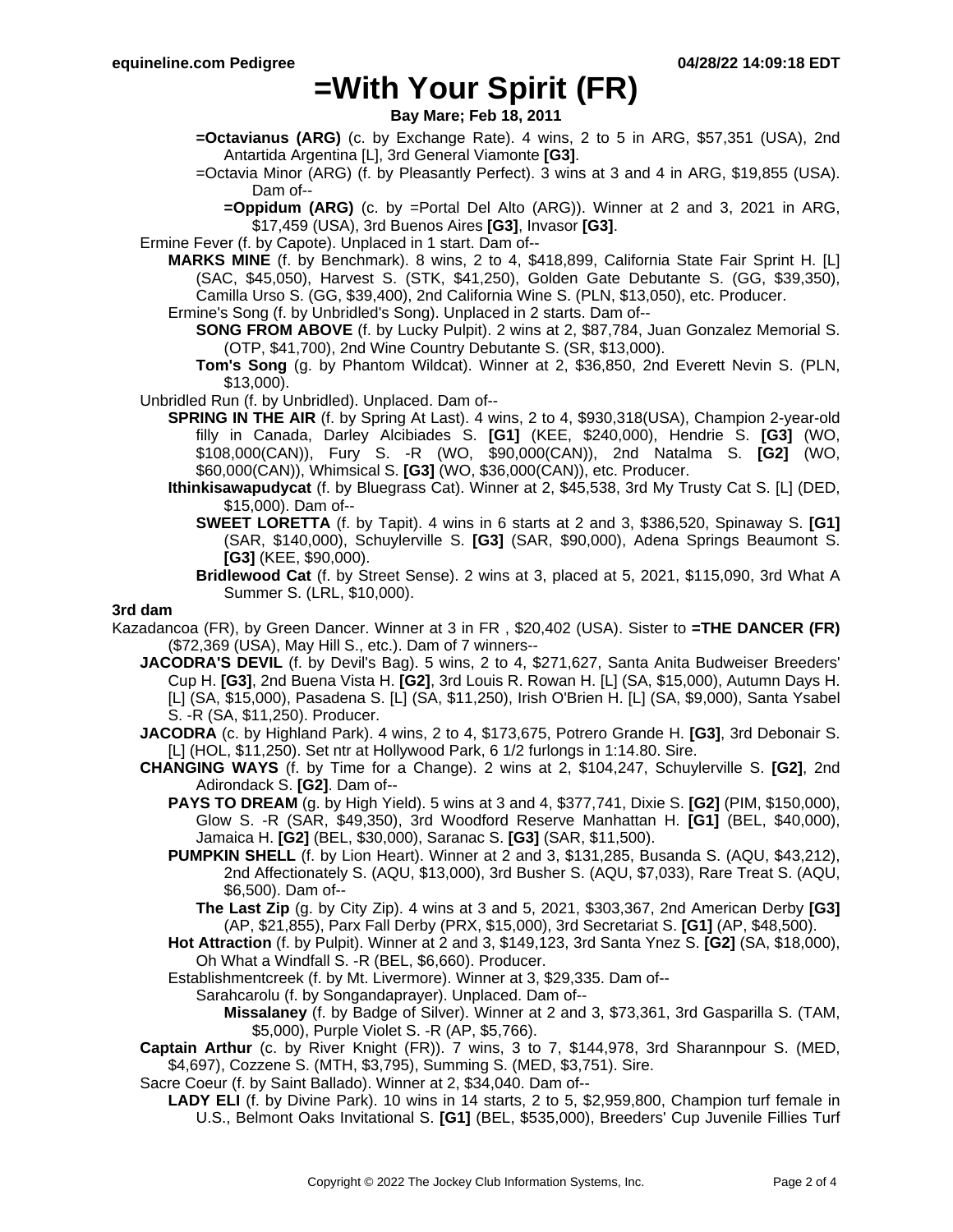# =With Your Spirit (FR)

**Bay Mare; Feb 18, 2011**

**=Octavianus (ARG)** (c. by Exchange Rate). 4 wins, 2 to 5 in ARG, $57,351 (USA), 2nd Antartida Argentina [L], 3rd General Viamonte **[G3]**.

=Octavia Minor (ARG) (f. by Pleasantly Perfect). 3 wins at 3 and 4 in ARG, $19,855 (USA). Dam of--

**=Oppidum (ARG)** (c. by =Portal Del Alto (ARG)). Winner at 2 and 3, 2021 in ARG, $17,459 (USA), 3rd Buenos Aires **[G3]**, Invasor **[G3]**.

Ermine Fever (f. by Capote). Unplaced in 1 start. Dam of--

**MARKS MINE** (f. by Benchmark). 8 wins, 2 to 4, $418,899, California State Fair Sprint H. [L] (SAC, $45,050), Harvest S. (STK, $41,250), Golden Gate Debutante S. (GG, $39,350), Camilla Urso S. (GG, $39,400), 2nd California Wine S. (PLN, $13,050), etc. Producer.

Ermine's Song (f. by Unbridled's Song). Unplaced in 2 starts. Dam of--

**SONG FROM ABOVE** (f. by Lucky Pulpit). 2 wins at 2, $87,784, Juan Gonzalez Memorial S. (OTP, $41,700), 2nd Wine Country Debutante S. (SR, $13,000).

**Tom's Song** (g. by Phantom Wildcat). Winner at 2, $36,850, 2nd Everett Nevin S. (PLN, $13,000).

Unbridled Run (f. by Unbridled). Unplaced. Dam of--

**SPRING IN THE AIR** (f. by Spring At Last). 4 wins, 2 to 4, $930,318(USA), Champion 2-year-old filly in Canada, Darley Alcibiades S. **[G1]** (KEE, $240,000), Hendrie S. **[G3]** (WO, $108,000(CAN)), Fury S. -R (WO, $90,000(CAN)), 2nd Natalma S. **[G2]** (WO, $60,000(CAN)), Whimsical S. **[G3]** (WO, $36,000(CAN)), etc. Producer.

**Ithinkisawapudycat** (f. by Bluegrass Cat). Winner at 2, $45,538, 3rd My Trusty Cat S. [L] (DED, $15,000). Dam of--

**SWEET LORETTA** (f. by Tapit). 4 wins in 6 starts at 2 and 3, $386,520, Spinaway S. **[G1]** (SAR, $140,000), Schuylerville S. **[G3]** (SAR, $90,000), Adena Springs Beaumont S. **[G3]** (KEE, $90,000).

**Bridlewood Cat** (f. by Street Sense). 2 wins at 3, placed at 5, 2021, $115,090, 3rd What A Summer S. (LRL, $10,000).

### 3rd dam

Kazadancoa (FR), by Green Dancer. Winner at 3 in FR , $20,402 (USA). Sister to **=THE DANCER (FR)** ($72,369 (USA), May Hill S., etc.). Dam of 7 winners--

**JACODRA'S DEVIL** (f. by Devil's Bag). 5 wins, 2 to 4, $271,627, Santa Anita Budweiser Breeders' Cup H. **[G3]**, 2nd Buena Vista H. **[G2]**, 3rd Louis R. Rowan H. [L] (SA, $15,000), Autumn Days H. [L] (SA, $15,000), Pasadena S. [L] (SA, $11,250), Irish O'Brien H. [L] (SA, $9,000), Santa Ysabel S. -R (SA, $11,250). Producer.

**JACODRA** (c. by Highland Park). 4 wins, 2 to 4, $173,675, Potrero Grande H. **[G3]**, 3rd Debonair S. [L] (HOL, $11,250). Set ntr at Hollywood Park, 6 1/2 furlongs in 1:14.80. Sire.

**CHANGING WAYS** (f. by Time for a Change). 2 wins at 2, $104,247, Schuylerville S. **[G2]**, 2nd Adirondack S. **[G2]**. Dam of--

**PAYS TO DREAM** (g. by High Yield). 5 wins at 3 and 4, $377,741, Dixie S. **[G2]** (PIM, $150,000), Glow S. -R (SAR, $49,350), 3rd Woodford Reserve Manhattan H. **[G1]** (BEL, $40,000), Jamaica H. **[G2]** (BEL, $30,000), Saranac S. **[G3]** (SAR, $11,500).

**PUMPKIN SHELL** (f. by Lion Heart). Winner at 2 and 3, $131,285, Busanda S. (AQU, $43,212), 2nd Affectionately S. (AQU, $13,000), 3rd Busher S. (AQU, $7,033), Rare Treat S. (AQU, $6,500). Dam of--

**The Last Zip** (g. by City Zip). 4 wins at 3 and 5, 2021, $303,367, 2nd American Derby **[G3]** (AP, $21,855), Parx Fall Derby (PRX, $15,000), 3rd Secretariat S. **[G1]** (AP, $48,500).

**Hot Attraction** (f. by Pulpit). Winner at 2 and 3, $149,123, 3rd Santa Ynez S. **[G2]** (SA, $18,000), Oh What a Windfall S. -R (BEL, $6,660). Producer.

Establishmentcreek (f. by Mt. Livermore). Winner at 3, $29,335. Dam of--

Sarahcarolu (f. by Songandaprayer). Unplaced. Dam of--

**Missalaney** (f. by Badge of Silver). Winner at 2 and 3, $73,361, 3rd Gasparilla S. (TAM, $5,000), Purple Violet S. -R (AP, $5,766).

**Captain Arthur** (c. by River Knight (FR)). 7 wins, 3 to 7, $144,978, 3rd Sharannpour S. (MED, $4,697), Cozzene S. (MTH, $3,795), Summing S. (MED, $3,751). Sire.

Sacre Coeur (f. by Saint Ballado). Winner at 2, $34,040. Dam of--

**LADY ELI** (f. by Divine Park). 10 wins in 14 starts, 2 to 5, $2,959,800, Champion turf female in U.S., Belmont Oaks Invitational S. **[G1]** (BEL, $535,000), Breeders' Cup Juvenile Fillies Turf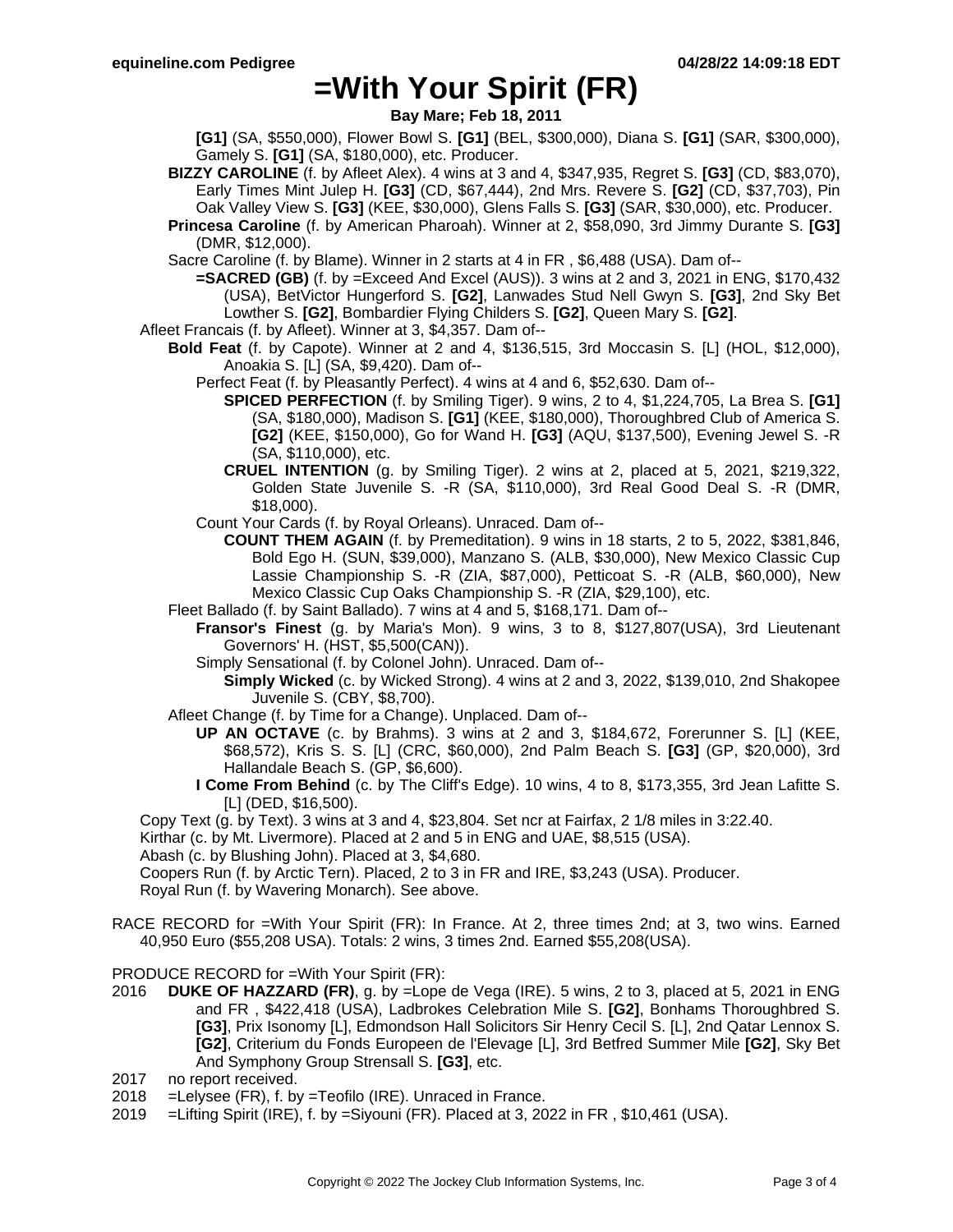# =With Your Spirit (FR)

**Bay Mare; Feb 18, 2011**

**[G1]** (SA, $550,000), Flower Bowl S. **[G1]** (BEL, $300,000), Diana S. **[G1]** (SAR, $300,000), Gamely S. **[G1]** (SA, $180,000), etc. Producer.

**BIZZY CAROLINE** (f. by Afleet Alex). 4 wins at 3 and 4, $347,935, Regret S. **[G3]** (CD, $83,070), Early Times Mint Julep H. **[G3]** (CD, $67,444), 2nd Mrs. Revere S. **[G2]** (CD, $37,703), Pin Oak Valley View S. **[G3]** (KEE, $30,000), Glens Falls S. **[G3]** (SAR, $30,000), etc. Producer.

**Princesa Caroline** (f. by American Pharoah). Winner at 2, $58,090, 3rd Jimmy Durante S. **[G3]** (DMR, $12,000).

Sacre Caroline (f. by Blame). Winner in 2 starts at 4 in FR , $6,488 (USA). Dam of--

**=SACRED (GB)** (f. by =Exceed And Excel (AUS)). 3 wins at 2 and 3, 2021 in ENG, $170,432 (USA), BetVictor Hungerford S. **[G2]**, Lanwades Stud Nell Gwyn S. **[G3]**, 2nd Sky Bet Lowther S. **[G2]**, Bombardier Flying Childers S. **[G2]**, Queen Mary S. **[G2]**.

Afleet Francais (f. by Afleet). Winner at 3, $4,357. Dam of--

**Bold Feat** (f. by Capote). Winner at 2 and 4, $136,515, 3rd Moccasin S. [L] (HOL, $12,000), Anoakia S. [L] (SA, $9,420). Dam of--

Perfect Feat (f. by Pleasantly Perfect). 4 wins at 4 and 6, $52,630. Dam of--

**SPICED PERFECTION** (f. by Smiling Tiger). 9 wins, 2 to 4, $1,224,705, La Brea S. **[G1]** (SA, $180,000), Madison S. **[G1]** (KEE, $180,000), Thoroughbred Club of America S. **[G2]** (KEE, $150,000), Go for Wand H. **[G3]** (AQU, $137,500), Evening Jewel S. -R (SA, $110,000), etc.

**CRUEL INTENTION** (g. by Smiling Tiger). 2 wins at 2, placed at 5, 2021, $219,322, Golden State Juvenile S. -R (SA, $110,000), 3rd Real Good Deal S. -R (DMR, $18,000).

Count Your Cards (f. by Royal Orleans). Unraced. Dam of--

**COUNT THEM AGAIN** (f. by Premeditation). 9 wins in 18 starts, 2 to 5, 2022, $381,846, Bold Ego H. (SUN, $39,000), Manzano S. (ALB, $30,000), New Mexico Classic Cup Lassie Championship S. -R (ZIA, $87,000), Petticoat S. -R (ALB, $60,000), New Mexico Classic Cup Oaks Championship S. -R (ZIA, $29,100), etc.

Fleet Ballado (f. by Saint Ballado). 7 wins at 4 and 5, $168,171. Dam of--

**Fransor's Finest** (g. by Maria's Mon). 9 wins, 3 to 8, $127,807(USA), 3rd Lieutenant Governors' H. (HST, $5,500(CAN)).

Simply Sensational (f. by Colonel John). Unraced. Dam of--

**Simply Wicked** (c. by Wicked Strong). 4 wins at 2 and 3, 2022, $139,010, 2nd Shakopee Juvenile S. (CBY, $8,700).

Afleet Change (f. by Time for a Change). Unplaced. Dam of--

**UP AN OCTAVE** (c. by Brahms). 3 wins at 2 and 3, $184,672, Forerunner S. [L] (KEE, $68,572), Kris S. S. [L] (CRC, $60,000), 2nd Palm Beach S. **[G3]** (GP, $20,000), 3rd Hallandale Beach S. (GP, $6,600).

**I Come From Behind** (c. by The Cliff's Edge). 10 wins, 4 to 8, $173,355, 3rd Jean Lafitte S. [L] (DED, $16,500).

Copy Text (g. by Text). 3 wins at 3 and 4, $23,804. Set ncr at Fairfax, 2 1/8 miles in 3:22.40.

Kirthar (c. by Mt. Livermore). Placed at 2 and 5 in ENG and UAE, $8,515 (USA).

Abash (c. by Blushing John). Placed at 3, $4,680.

Coopers Run (f. by Arctic Tern). Placed, 2 to 3 in FR and IRE, $3,243 (USA). Producer.

Royal Run (f. by Wavering Monarch). See above.

RACE RECORD for =With Your Spirit (FR): In France. At 2, three times 2nd; at 3, two wins. Earned 40,950 Euro ($55,208 USA). Totals: 2 wins, 3 times 2nd. Earned $55,208(USA).

PRODUCE RECORD for =With Your Spirit (FR):

2016 **DUKE OF HAZZARD (FR)**, g. by =Lope de Vega (IRE). 5 wins, 2 to 3, placed at 5, 2021 in ENG and FR , $422,418 (USA), Ladbrokes Celebration Mile S. **[G2]**, Bonhams Thoroughbred S. **[G3]**, Prix Isonomy [L], Edmondson Hall Solicitors Sir Henry Cecil S. [L], 2nd Qatar Lennox S. **[G2]**, Criterium du Fonds Europeen de l'Elevage [L], 3rd Betfred Summer Mile **[G2]**, Sky Bet And Symphony Group Strensall S. **[G3]**, etc.

2017 no report received.

2018 =Lelysee (FR), f. by =Teofilo (IRE). Unraced in France.

2019 =Lifting Spirit (IRE), f. by =Siyouni (FR). Placed at 3, 2022 in FR , $10,461 (USA).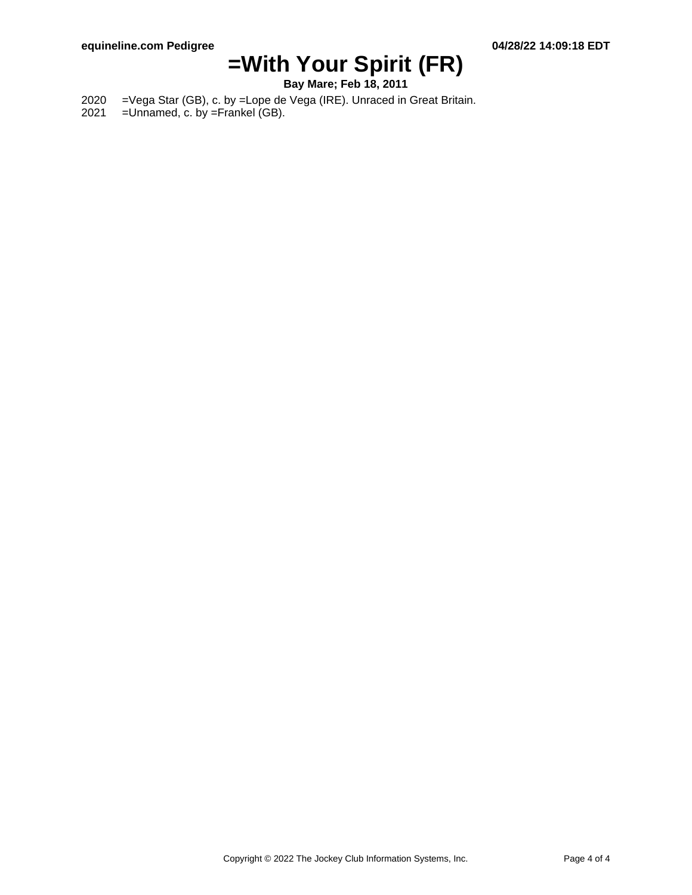# =With Your Spirit (FR)

**Bay Mare; Feb 18, 2011**

2020 =Vega Star (GB), c. by =Lope de Vega (IRE). Unraced in Great Britain.
2021 =Unnamed, c. by =Frankel (GB).